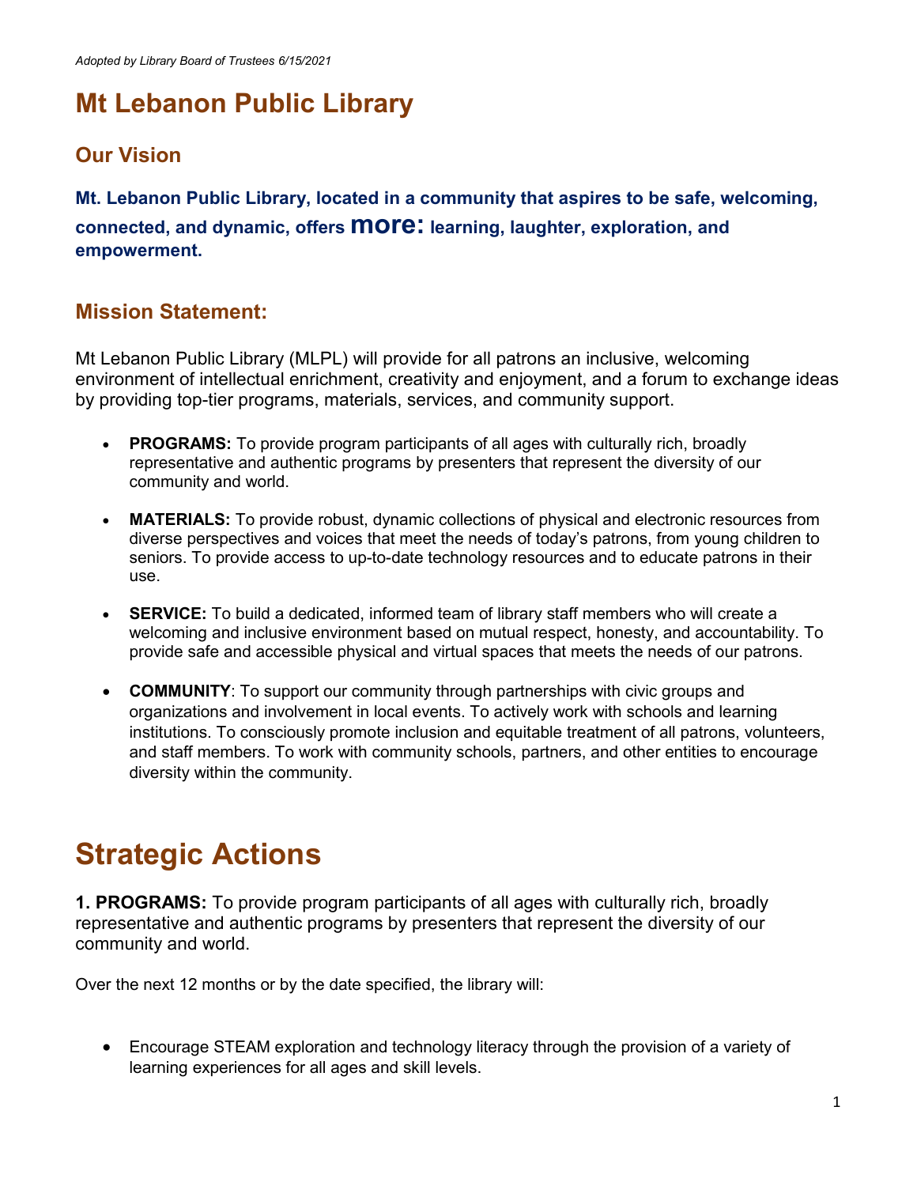*Adopted by Library Board of Trustees 6/15/2021*

# Mt Lebanon Public Library

## Our Vision

**Mt. Lebanon Public Library, located in a community that aspires to be safe, welcoming, connected, and dynamic, offers more: learning, laughter, exploration, and empowerment.**

## Mission Statement:

Mt Lebanon Public Library (MLPL) will provide for all patrons an inclusive, welcoming environment of intellectual enrichment, creativity and enjoyment, and a forum to exchange ideas by providing top-tier programs, materials, services, and community support.

- **PROGRAMS:** To provide program participants of all ages with culturally rich, broadly representative and authentic programs by presenters that represent the diversity of our community and world.
- **MATERIALS:** To provide robust, dynamic collections of physical and electronic resources from diverse perspectives and voices that meet the needs of today's patrons, from young children to seniors. To provide access to up-to-date technology resources and to educate patrons in their use.
- **SERVICE:** To build a dedicated, informed team of library staff members who will create a welcoming and inclusive environment based on mutual respect, honesty, and accountability. To provide safe and accessible physical and virtual spaces that meets the needs of our patrons.
- **COMMUNITY**: To support our community through partnerships with civic groups and organizations and involvement in local events. To actively work with schools and learning institutions. To consciously promote inclusion and equitable treatment of all patrons, volunteers, and staff members. To work with community schools, partners, and other entities to encourage diversity within the community.

# Strategic Actions

**1. PROGRAMS:** To provide program participants of all ages with culturally rich, broadly representative and authentic programs by presenters that represent the diversity of our community and world.

Over the next 12 months or by the date specified, the library will:

- Encourage STEAM exploration and technology literacy through the provision of a variety of learning experiences for all ages and skill levels.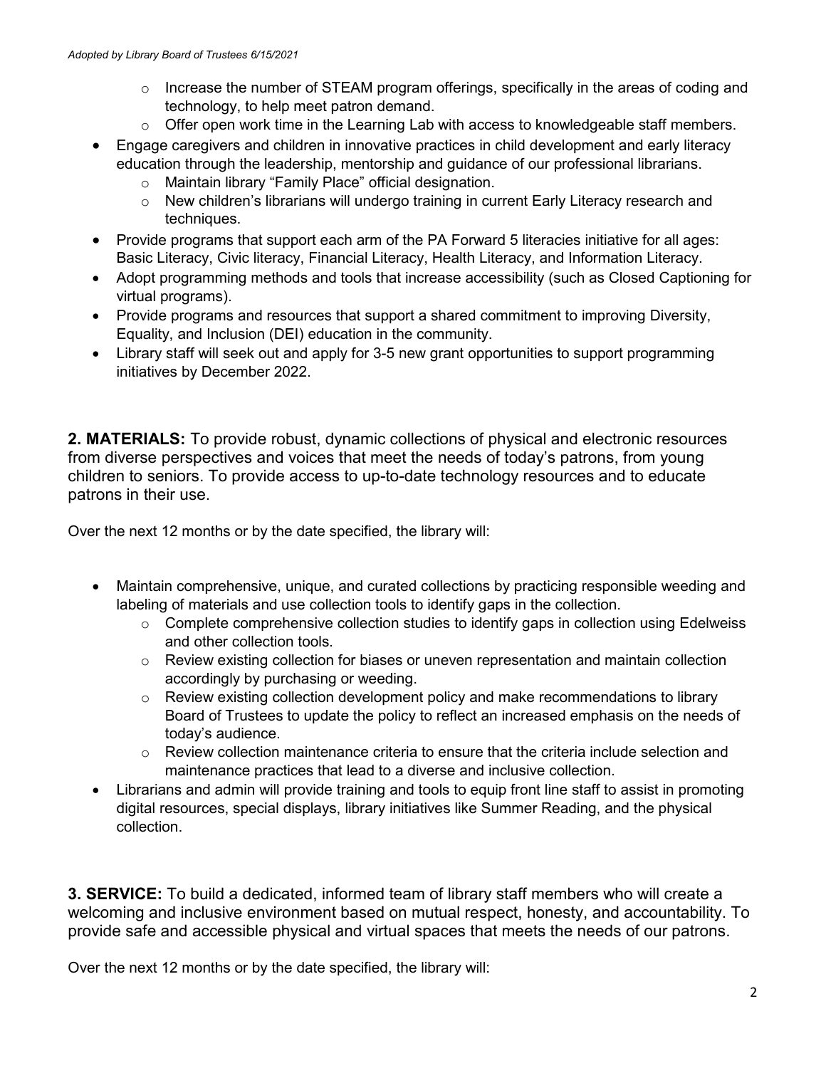- Increase the number of STEAM program offerings, specifically in the areas of coding and technology, to help meet patron demand.
  - Offer open work time in the Learning Lab with access to knowledgeable staff members.
- Engage caregivers and children in innovative practices in child development and early literacy education through the leadership, mentorship and guidance of our professional librarians.
  - Maintain library “Family Place” official designation.
  - New children’s librarians will undergo training in current Early Literacy research and techniques.
- Provide programs that support each arm of the PA Forward 5 literacies initiative for all ages: Basic Literacy, Civic literacy, Financial Literacy, Health Literacy, and Information Literacy.
- Adopt programming methods and tools that increase accessibility (such as Closed Captioning for virtual programs).
- Provide programs and resources that support a shared commitment to improving Diversity, Equality, and Inclusion (DEI) education in the community.
- Library staff will seek out and apply for 3-5 new grant opportunities to support programming initiatives by December 2022.

**2. MATERIALS:** To provide robust, dynamic collections of physical and electronic resources from diverse perspectives and voices that meet the needs of today’s patrons, from young children to seniors. To provide access to up-to-date technology resources and to educate patrons in their use.

Over the next 12 months or by the date specified, the library will:

- Maintain comprehensive, unique, and curated collections by practicing responsible weeding and labeling of materials and use collection tools to identify gaps in the collection.
  - Complete comprehensive collection studies to identify gaps in collection using Edelweiss and other collection tools.
  - Review existing collection for biases or uneven representation and maintain collection accordingly by purchasing or weeding.
  - Review existing collection development policy and make recommendations to library Board of Trustees to update the policy to reflect an increased emphasis on the needs of today’s audience.
  - Review collection maintenance criteria to ensure that the criteria include selection and maintenance practices that lead to a diverse and inclusive collection.
- Librarians and admin will provide training and tools to equip front line staff to assist in promoting digital resources, special displays, library initiatives like Summer Reading, and the physical collection.

**3. SERVICE:** To build a dedicated, informed team of library staff members who will create a welcoming and inclusive environment based on mutual respect, honesty, and accountability. To provide safe and accessible physical and virtual spaces that meets the needs of our patrons.

Over the next 12 months or by the date specified, the library will: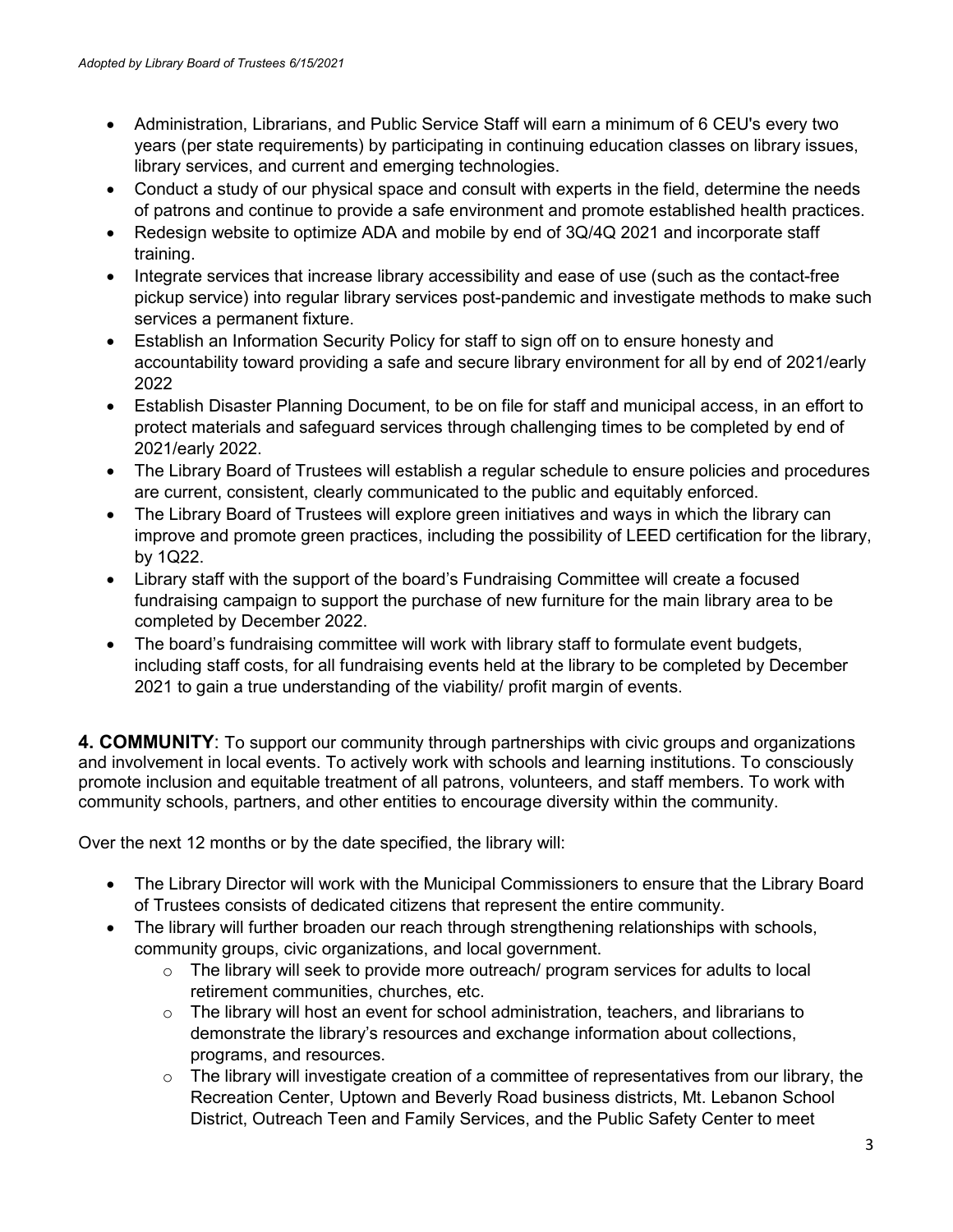- Administration, Librarians, and Public Service Staff will earn a minimum of 6 CEU's every two years (per state requirements) by participating in continuing education classes on library issues, library services, and current and emerging technologies.
- Conduct a study of our physical space and consult with experts in the field, determine the needs of patrons and continue to provide a safe environment and promote established health practices.
- Redesign website to optimize ADA and mobile by end of 3Q/4Q 2021 and incorporate staff training.
- Integrate services that increase library accessibility and ease of use (such as the contact-free pickup service) into regular library services post-pandemic and investigate methods to make such services a permanent fixture.
- Establish an Information Security Policy for staff to sign off on to ensure honesty and accountability toward providing a safe and secure library environment for all by end of 2021/early 2022
- Establish Disaster Planning Document, to be on file for staff and municipal access, in an effort to protect materials and safeguard services through challenging times to be completed by end of 2021/early 2022.
- The Library Board of Trustees will establish a regular schedule to ensure policies and procedures are current, consistent, clearly communicated to the public and equitably enforced.
- The Library Board of Trustees will explore green initiatives and ways in which the library can improve and promote green practices, including the possibility of LEED certification for the library, by 1Q22.
- Library staff with the support of the board's Fundraising Committee will create a focused fundraising campaign to support the purchase of new furniture for the main library area to be completed by December 2022.
- The board's fundraising committee will work with library staff to formulate event budgets, including staff costs, for all fundraising events held at the library to be completed by December 2021 to gain a true understanding of the viability/ profit margin of events.

**4. COMMUNITY**: To support our community through partnerships with civic groups and organizations and involvement in local events. To actively work with schools and learning institutions. To consciously promote inclusion and equitable treatment of all patrons, volunteers, and staff members. To work with community schools, partners, and other entities to encourage diversity within the community.

Over the next 12 months or by the date specified, the library will:

- The Library Director will work with the Municipal Commissioners to ensure that the Library Board of Trustees consists of dedicated citizens that represent the entire community.
- The library will further broaden our reach through strengthening relationships with schools, community groups, civic organizations, and local government.
  - The library will seek to provide more outreach/ program services for adults to local retirement communities, churches, etc.
  - The library will host an event for school administration, teachers, and librarians to demonstrate the library's resources and exchange information about collections, programs, and resources.
  - The library will investigate creation of a committee of representatives from our library, the Recreation Center, Uptown and Beverly Road business districts, Mt. Lebanon School District, Outreach Teen and Family Services, and the Public Safety Center to meet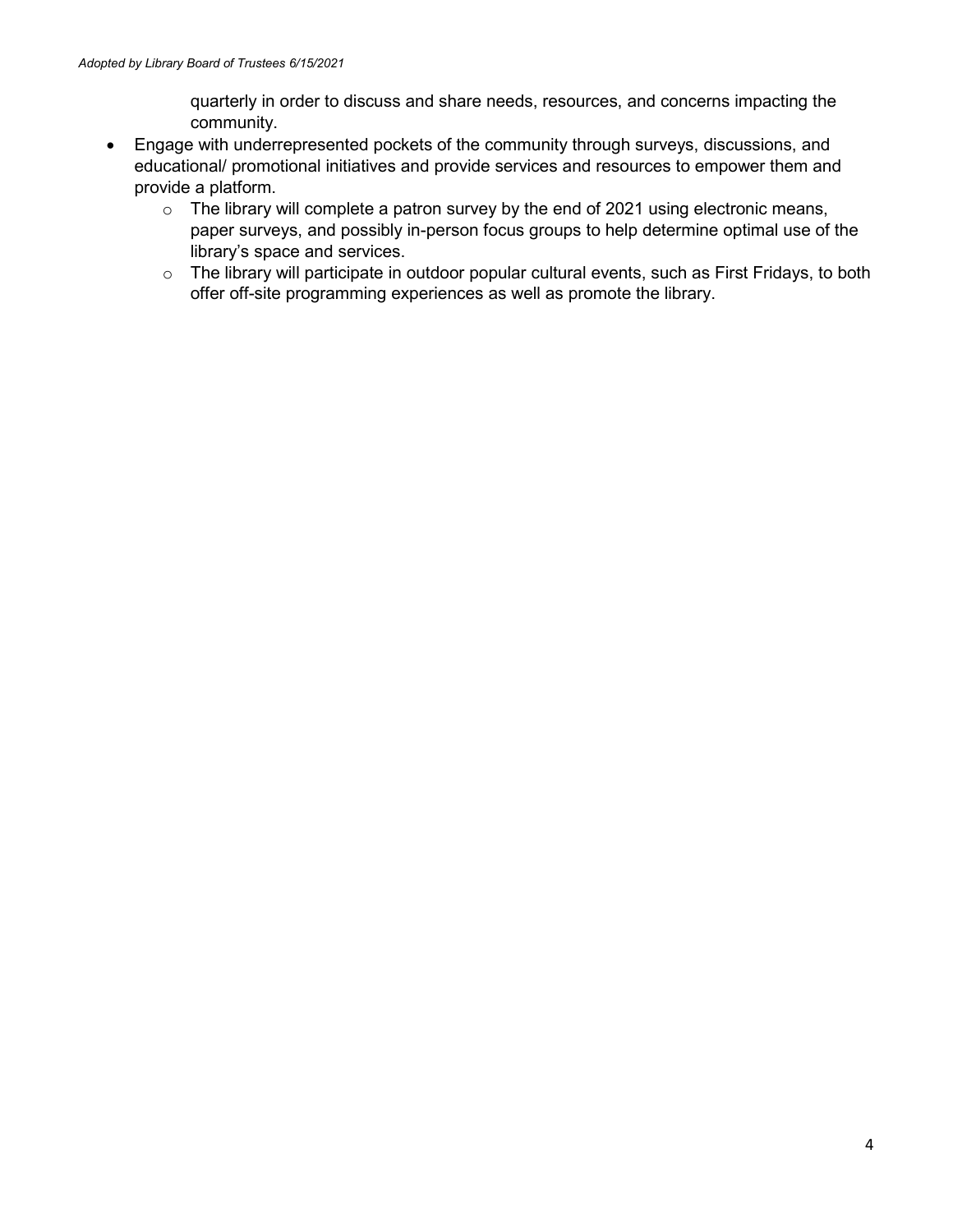quarterly in order to discuss and share needs, resources, and concerns impacting the community.

- Engage with underrepresented pockets of the community through surveys, discussions, and educational/ promotional initiatives and provide services and resources to empower them and provide a platform.
  - The library will complete a patron survey by the end of 2021 using electronic means, paper surveys, and possibly in-person focus groups to help determine optimal use of the library's space and services.
  - The library will participate in outdoor popular cultural events, such as First Fridays, to both offer off-site programming experiences as well as promote the library.